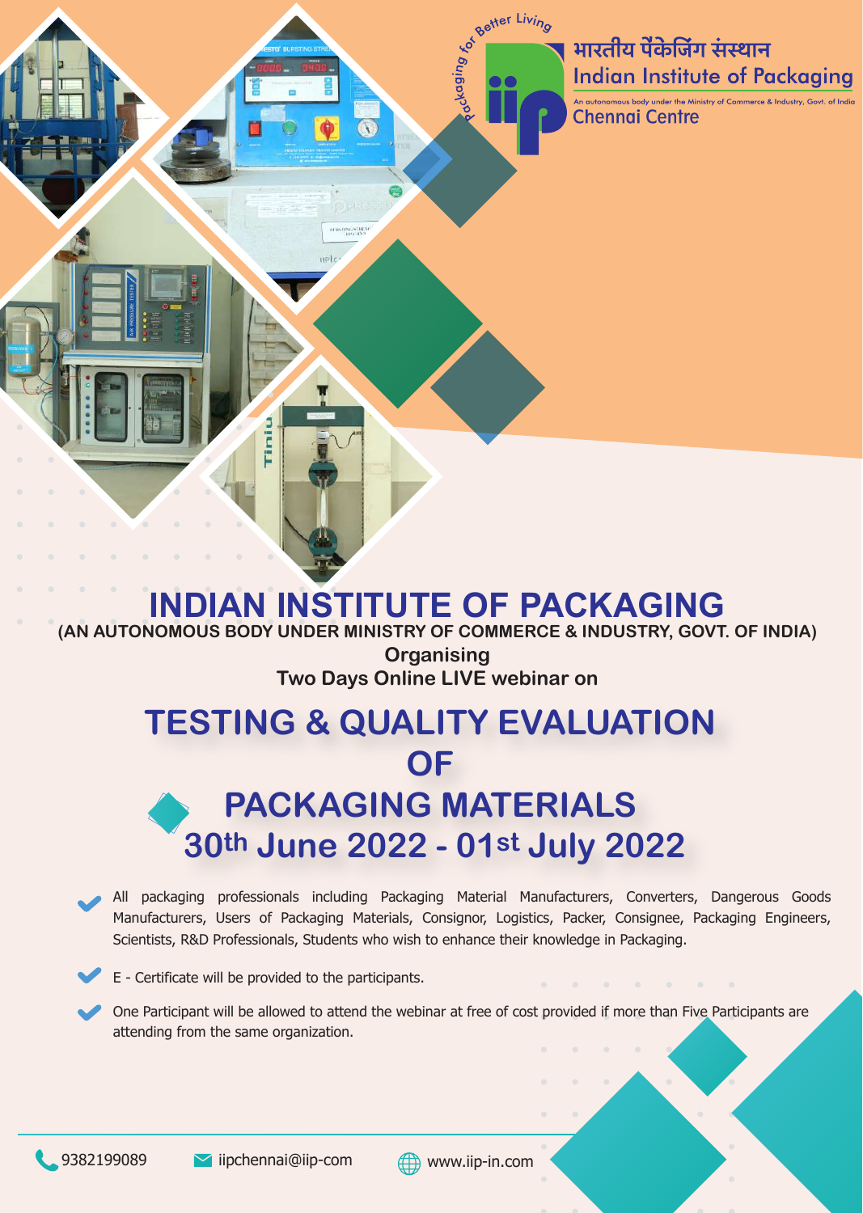Packaging for Better Living

भारतीय पैकेजिंग संस्थान
Indian Institute of Packaging
An autonomous body under the Ministry of Commerce & Industry, Govt. of India
Chennai Centre

# INDIAN INSTITUTE OF PACKAGING

**(AN AUTONOMOUS BODY UNDER MINISTRY OF COMMERCE & INDUSTRY, GOVT. OF INDIA)**

**Organising**

**Two Days Online LIVE webinar on**

# TESTING & QUALITY EVALUATION OF PACKAGING MATERIALS

## 30th June 2022 - 01st July 2022

- All packaging professionals including Packaging Material Manufacturers, Converters, Dangerous Goods Manufacturers, Users of Packaging Materials, Consignor, Logistics, Packer, Consignee, Packaging Engineers, Scientists, R&D Professionals, Students who wish to enhance their knowledge in Packaging.
- E - Certificate will be provided to the participants.
- One Participant will be allowed to attend the webinar at free of cost provided if more than Five Participants are attending from the same organization.

9382199089 | iipchennai@iip-com | www.iip-in.com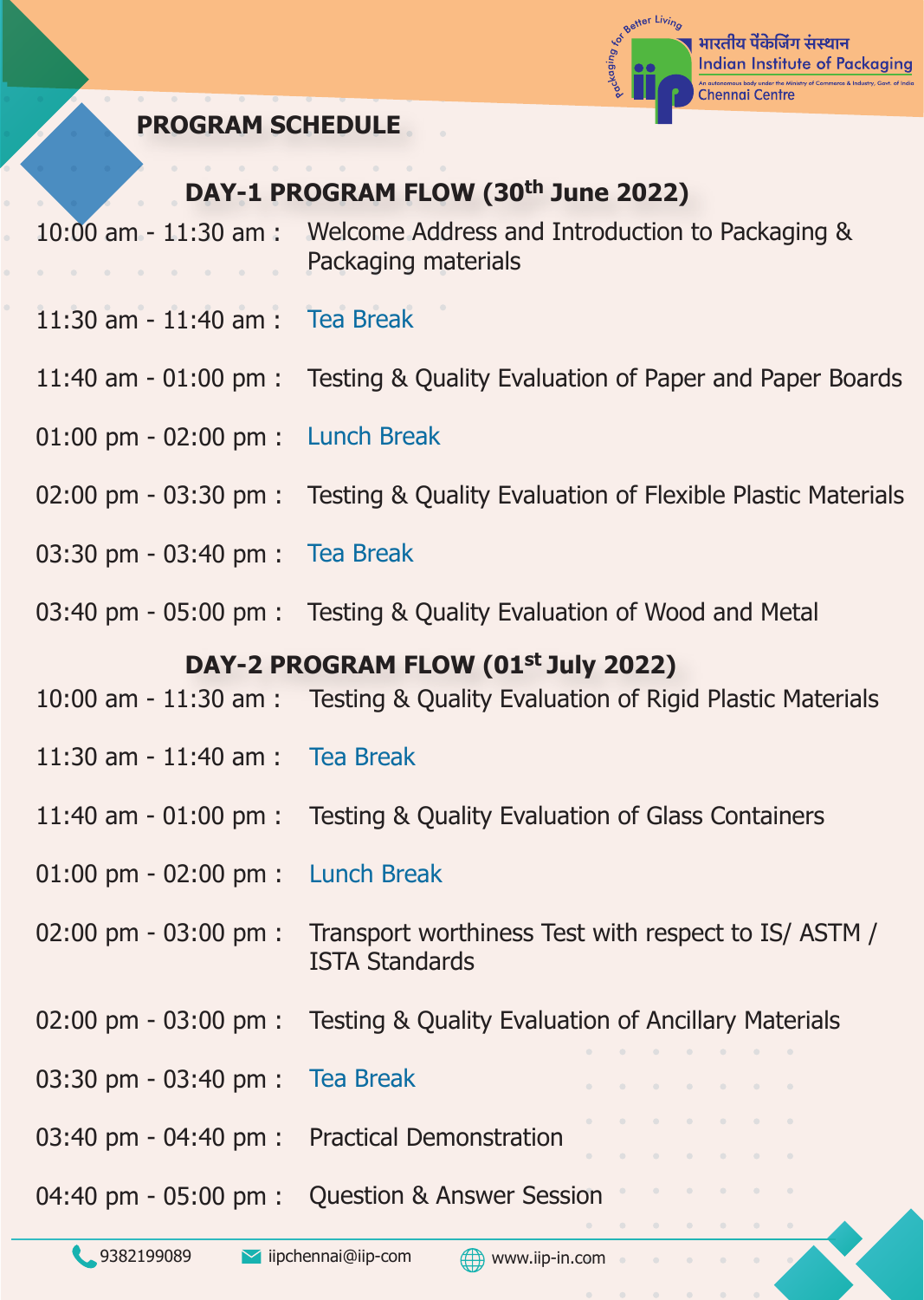भारतीय पैंकेजिंग संस्थान
Indian Institute of Packaging
Chennai Centre

## PROGRAM SCHEDULE

### DAY-1 PROGRAM FLOW (30th June 2022)

| Time | Session |
| --- | --- |
| 10:00 am - 11:30 am : | Welcome Address and Introduction to Packaging & Packaging materials |
| 11:30 am - 11:40 am : | Tea Break |
| 11:40 am - 01:00 pm : | Testing & Quality Evaluation of Paper and Paper Boards |
| 01:00 pm - 02:00 pm : | Lunch Break |
| 02:00 pm - 03:30 pm : | Testing & Quality Evaluation of Flexible Plastic Materials |
| 03:30 pm - 03:40 pm : | Tea Break |
| 03:40 pm - 05:00 pm : | Testing & Quality Evaluation of Wood and Metal |

### DAY-2 PROGRAM FLOW (01st July 2022)

| Time | Session |
| --- | --- |
| 10:00 am - 11:30 am : | Testing & Quality Evaluation of Rigid Plastic Materials |
| 11:30 am - 11:40 am : | Tea Break |
| 11:40 am - 01:00 pm : | Testing & Quality Evaluation of Glass Containers |
| 01:00 pm - 02:00 pm : | Lunch Break |
| 02:00 pm - 03:00 pm : | Transport worthiness Test with respect to IS/ ASTM / ISTA Standards |
| 02:00 pm - 03:00 pm : | Testing & Quality Evaluation of Ancillary Materials |
| 03:30 pm - 03:40 pm : | Tea Break |
| 03:40 pm - 04:40 pm : | Practical Demonstration |
| 04:40 pm - 05:00 pm : | Question & Answer Session |

9382199089 | iipchennai@iip-com | www.iip-in.com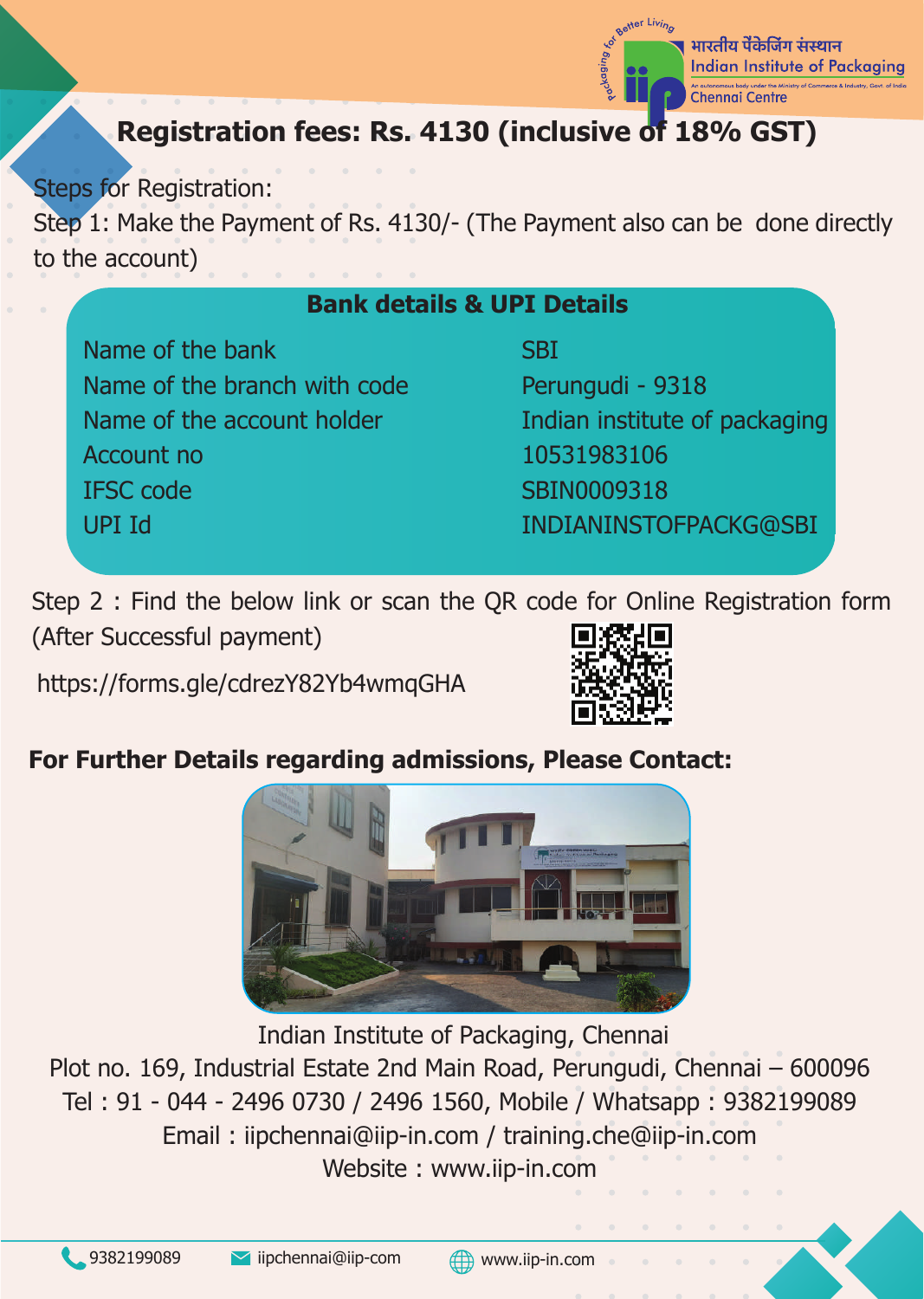भारतीय पैकेजिंग संस्थान
Indian Institute of Packaging
Chennai Centre

# Registration fees: Rs. 4130 (inclusive of 18% GST)

Steps for Registration:

Step 1: Make the Payment of Rs. 4130/- (The Payment also can be done directly to the account)

## Bank details & UPI Details

| | |
|---|---|
| Name of the bank | SBI |
| Name of the branch with code | Perungudi - 9318 |
| Name of the account holder | Indian institute of packaging |
| Account no | 10531983106 |
| IFSC code | SBIN0009318 |
| UPI Id | INDIANINSTOFPACKG@SBI |

Step 2 : Find the below link or scan the QR code for Online Registration form (After Successful payment)

https://forms.gle/cdrezY82Yb4wmqGHA

**For Further Details regarding admissions, Please Contact:**

Indian Institute of Packaging, Chennai
Plot no. 169, Industrial Estate 2nd Main Road, Perungudi, Chennai – 600096
Tel : 91 - 044 - 2496 0730 / 2496 1560, Mobile / Whatsapp : 9382199089
Email : iipchennai@iip-in.com / training.che@iip-in.com
Website : www.iip-in.com

9382199089 iipchennai@iip-com www.iip-in.com